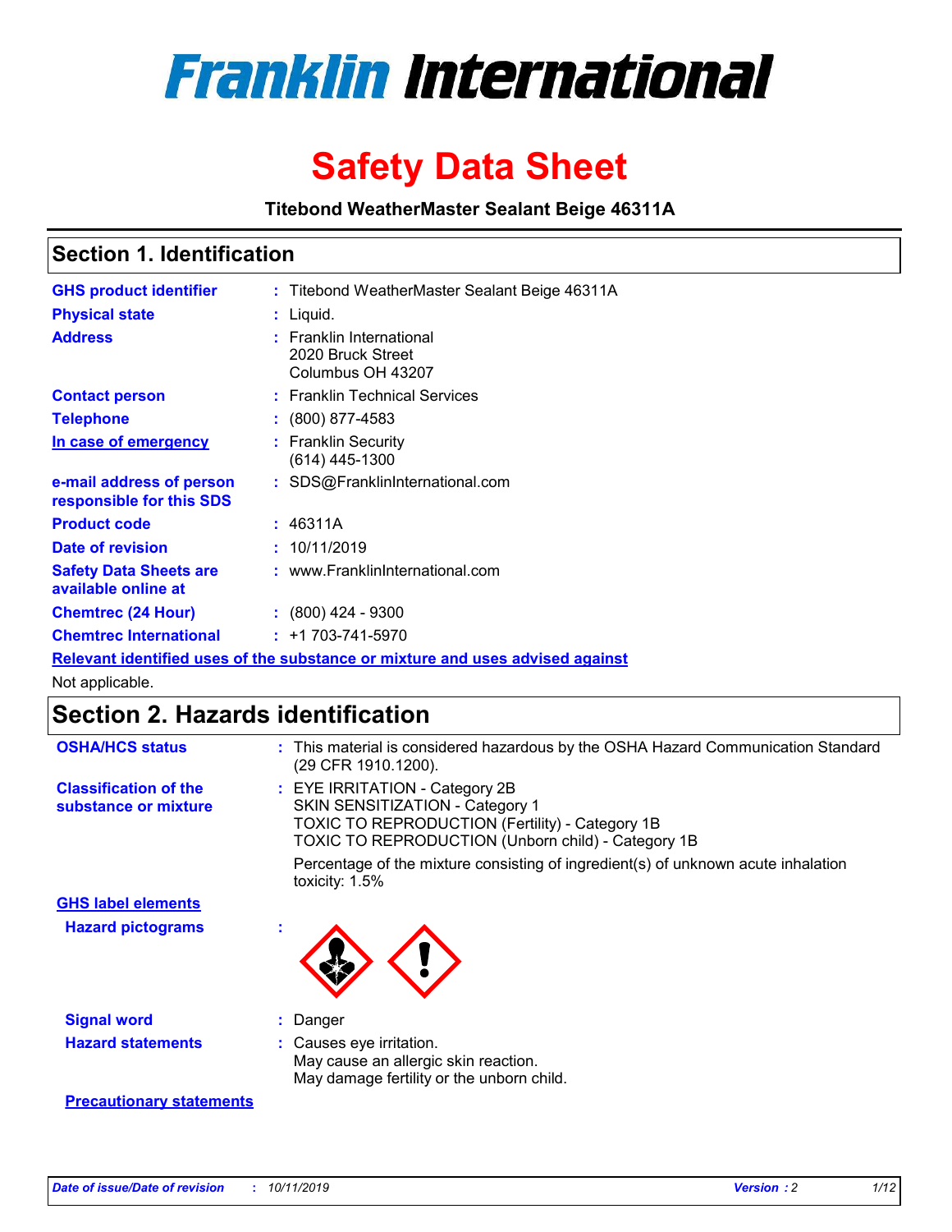# Franklin International

# Safety Data Sheet

**Titebond WeatherMaster Sealant Beige 46311A**

## Section 1. Identification

| | | |
|---|---|---|
| **GHS product identifier** | : | Titebond WeatherMaster Sealant Beige 46311A |
| **Physical state** | : | Liquid. |
| **Address** | : | Franklin International<br>2020 Bruck Street<br>Columbus OH 43207 |
| **Contact person** | : | Franklin Technical Services |
| **Telephone** | : | (800) 877-4583 |
| **In case of emergency** | : | Franklin Security<br>(614) 445-1300 |
| **e-mail address of person responsible for this SDS** | : | SDS@FranklinInternational.com |
| **Product code** | : | 46311A |
| **Date of revision** | : | 10/11/2019 |
| **Safety Data Sheets are available online at** | : | www.FranklinInternational.com |
| **Chemtrec (24 Hour)** | : | (800) 424 - 9300 |
| **Chemtrec International** | : | +1 703-741-5970 |

**Relevant identified uses of the substance or mixture and uses advised against**

Not applicable.

## Section 2. Hazards identification

| | | |
|---|---|---|
| **OSHA/HCS status** | : | This material is considered hazardous by the OSHA Hazard Communication Standard (29 CFR 1910.1200). |
| **Classification of the substance or mixture** | : | EYE IRRITATION - Category 2B<br>SKIN SENSITIZATION - Category 1<br>TOXIC TO REPRODUCTION (Fertility) - Category 1B<br>TOXIC TO REPRODUCTION (Unborn child) - Category 1B<br><br>Percentage of the mixture consisting of ingredient(s) of unknown acute inhalation toxicity: 1.5% |

**GHS label elements**

| | | |
|---|---|---|
| **Hazard pictograms** | : | |
| **Signal word** | : | Danger |
| **Hazard statements** | : | Causes eye irritation.<br>May cause an allergic skin reaction.<br>May damage fertility or the unborn child. |

**Precautionary statements**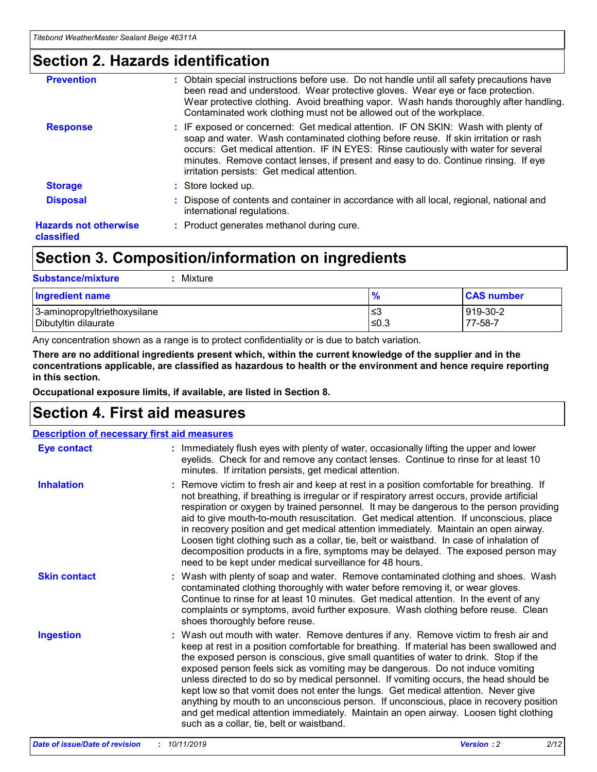# Section 2. Hazards identification

| | |
|---|---|
| **Prevention** | : Obtain special instructions before use. Do not handle until all safety precautions have been read and understood. Wear protective gloves. Wear eye or face protection. Wear protective clothing. Avoid breathing vapor. Wash hands thoroughly after handling. Contaminated work clothing must not be allowed out of the workplace. |
| **Response** | : IF exposed or concerned: Get medical attention. IF ON SKIN: Wash with plenty of soap and water. Wash contaminated clothing before reuse. If skin irritation or rash occurs: Get medical attention. IF IN EYES: Rinse cautiously with water for several minutes. Remove contact lenses, if present and easy to do. Continue rinsing. If eye irritation persists: Get medical attention. |
| **Storage** | : Store locked up. |
| **Disposal** | : Dispose of contents and container in accordance with all local, regional, national and international regulations. |
| **Hazards not otherwise classified** | : Product generates methanol during cure. |

# Section 3. Composition/information on ingredients

**Substance/mixture** : Mixture

| Ingredient name | % | CAS number |
|---|---|---|
| 3-aminopropyltriethoxysilane | ≤3 | 919-30-2 |
| Dibutyltin dilaurate | ≤0.3 | 77-58-7 |

Any concentration shown as a range is to protect confidentiality or is due to batch variation.

**There are no additional ingredients present which, within the current knowledge of the supplier and in the concentrations applicable, are classified as hazardous to health or the environment and hence require reporting in this section.**

**Occupational exposure limits, if available, are listed in Section 8.**

# Section 4. First aid measures

## Description of necessary first aid measures

| | |
|---|---|
| **Eye contact** | : Immediately flush eyes with plenty of water, occasionally lifting the upper and lower eyelids. Check for and remove any contact lenses. Continue to rinse for at least 10 minutes. If irritation persists, get medical attention. |
| **Inhalation** | : Remove victim to fresh air and keep at rest in a position comfortable for breathing. If not breathing, if breathing is irregular or if respiratory arrest occurs, provide artificial respiration or oxygen by trained personnel. It may be dangerous to the person providing aid to give mouth-to-mouth resuscitation. Get medical attention. If unconscious, place in recovery position and get medical attention immediately. Maintain an open airway. Loosen tight clothing such as a collar, tie, belt or waistband. In case of inhalation of decomposition products in a fire, symptoms may be delayed. The exposed person may need to be kept under medical surveillance for 48 hours. |
| **Skin contact** | : Wash with plenty of soap and water. Remove contaminated clothing and shoes. Wash contaminated clothing thoroughly with water before removing it, or wear gloves. Continue to rinse for at least 10 minutes. Get medical attention. In the event of any complaints or symptoms, avoid further exposure. Wash clothing before reuse. Clean shoes thoroughly before reuse. |
| **Ingestion** | : Wash out mouth with water. Remove dentures if any. Remove victim to fresh air and keep at rest in a position comfortable for breathing. If material has been swallowed and the exposed person is conscious, give small quantities of water to drink. Stop if the exposed person feels sick as vomiting may be dangerous. Do not induce vomiting unless directed to do so by medical personnel. If vomiting occurs, the head should be kept low so that vomit does not enter the lungs. Get medical attention. Never give anything by mouth to an unconscious person. If unconscious, place in recovery position and get medical attention immediately. Maintain an open airway. Loosen tight clothing such as a collar, tie, belt or waistband. |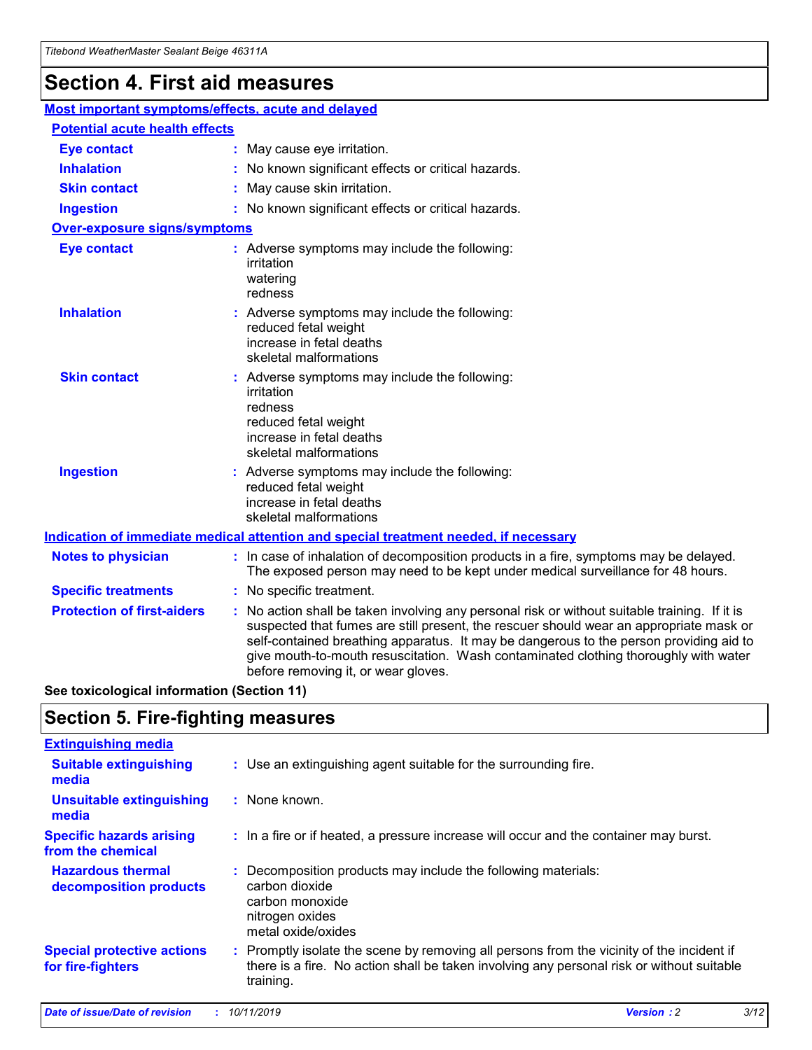# Section 4. First aid measures

## Most important symptoms/effects, acute and delayed

### Potential acute health effects

**Eye contact** : May cause eye irritation.

**Inhalation** : No known significant effects or critical hazards.

**Skin contact** : May cause skin irritation.

**Ingestion** : No known significant effects or critical hazards.

### Over-exposure signs/symptoms

**Eye contact** : Adverse symptoms may include the following:
irritation
watering
redness

**Inhalation** : Adverse symptoms may include the following:
reduced fetal weight
increase in fetal deaths
skeletal malformations

**Skin contact** : Adverse symptoms may include the following:
irritation
redness
reduced fetal weight
increase in fetal deaths
skeletal malformations

**Ingestion** : Adverse symptoms may include the following:
reduced fetal weight
increase in fetal deaths
skeletal malformations

## Indication of immediate medical attention and special treatment needed, if necessary

**Notes to physician** : In case of inhalation of decomposition products in a fire, symptoms may be delayed. The exposed person may need to be kept under medical surveillance for 48 hours.

**Specific treatments** : No specific treatment.

**Protection of first-aiders** : No action shall be taken involving any personal risk or without suitable training. If it is suspected that fumes are still present, the rescuer should wear an appropriate mask or self-contained breathing apparatus. It may be dangerous to the person providing aid to give mouth-to-mouth resuscitation. Wash contaminated clothing thoroughly with water before removing it, or wear gloves.

**See toxicological information (Section 11)**

# Section 5. Fire-fighting measures

## Extinguishing media

**Suitable extinguishing media** : Use an extinguishing agent suitable for the surrounding fire.

**Unsuitable extinguishing media** : None known.

**Specific hazards arising from the chemical** : In a fire or if heated, a pressure increase will occur and the container may burst.

**Hazardous thermal decomposition products** : Decomposition products may include the following materials:
carbon dioxide
carbon monoxide
nitrogen oxides
metal oxide/oxides

**Special protective actions for fire-fighters** : Promptly isolate the scene by removing all persons from the vicinity of the incident if there is a fire. No action shall be taken involving any personal risk or without suitable training.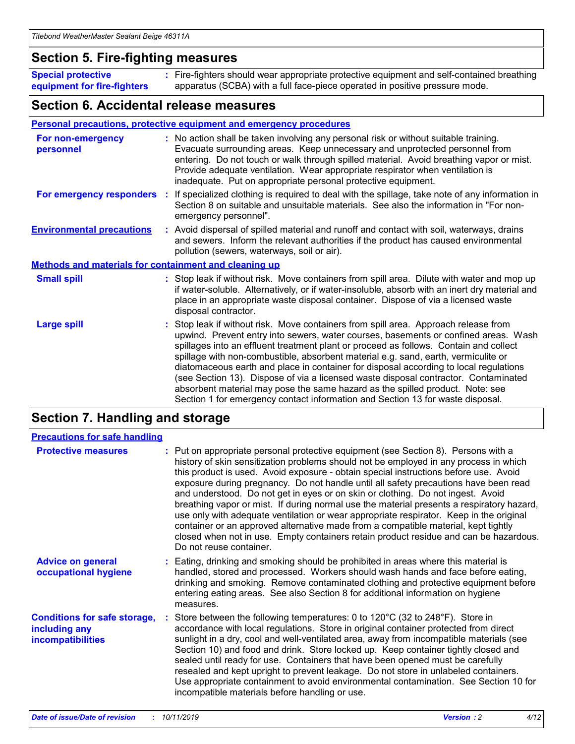## Section 5. Fire-fighting measures

**Special protective equipment for fire-fighters** : Fire-fighters should wear appropriate protective equipment and self-contained breathing apparatus (SCBA) with a full face-piece operated in positive pressure mode.

## Section 6. Accidental release measures

### Personal precautions, protective equipment and emergency procedures

**For non-emergency personnel** : No action shall be taken involving any personal risk or without suitable training. Evacuate surrounding areas. Keep unnecessary and unprotected personnel from entering. Do not touch or walk through spilled material. Avoid breathing vapor or mist. Provide adequate ventilation. Wear appropriate respirator when ventilation is inadequate. Put on appropriate personal protective equipment.

**For emergency responders** : If specialized clothing is required to deal with the spillage, take note of any information in Section 8 on suitable and unsuitable materials. See also the information in "For non-emergency personnel".

**Environmental precautions** : Avoid dispersal of spilled material and runoff and contact with soil, waterways, drains and sewers. Inform the relevant authorities if the product has caused environmental pollution (sewers, waterways, soil or air).

### Methods and materials for containment and cleaning up

**Small spill** : Stop leak if without risk. Move containers from spill area. Dilute with water and mop up if water-soluble. Alternatively, or if water-insoluble, absorb with an inert dry material and place in an appropriate waste disposal container. Dispose of via a licensed waste disposal contractor.

**Large spill** : Stop leak if without risk. Move containers from spill area. Approach release from upwind. Prevent entry into sewers, water courses, basements or confined areas. Wash spillages into an effluent treatment plant or proceed as follows. Contain and collect spillage with non-combustible, absorbent material e.g. sand, earth, vermiculite or diatomaceous earth and place in container for disposal according to local regulations (see Section 13). Dispose of via a licensed waste disposal contractor. Contaminated absorbent material may pose the same hazard as the spilled product. Note: see Section 1 for emergency contact information and Section 13 for waste disposal.

## Section 7. Handling and storage

### Precautions for safe handling

**Protective measures** : Put on appropriate personal protective equipment (see Section 8). Persons with a history of skin sensitization problems should not be employed in any process in which this product is used. Avoid exposure - obtain special instructions before use. Avoid exposure during pregnancy. Do not handle until all safety precautions have been read and understood. Do not get in eyes or on skin or clothing. Do not ingest. Avoid breathing vapor or mist. If during normal use the material presents a respiratory hazard, use only with adequate ventilation or wear appropriate respirator. Keep in the original container or an approved alternative made from a compatible material, kept tightly closed when not in use. Empty containers retain product residue and can be hazardous. Do not reuse container.

**Advice on general occupational hygiene** : Eating, drinking and smoking should be prohibited in areas where this material is handled, stored and processed. Workers should wash hands and face before eating, drinking and smoking. Remove contaminated clothing and protective equipment before entering eating areas. See also Section 8 for additional information on hygiene measures.

**Conditions for safe storage, including any incompatibilities** : Store between the following temperatures: 0 to 120°C (32 to 248°F). Store in accordance with local regulations. Store in original container protected from direct sunlight in a dry, cool and well-ventilated area, away from incompatible materials (see Section 10) and food and drink. Store locked up. Keep container tightly closed and sealed until ready for use. Containers that have been opened must be carefully resealed and kept upright to prevent leakage. Do not store in unlabeled containers. Use appropriate containment to avoid environmental contamination. See Section 10 for incompatible materials before handling or use.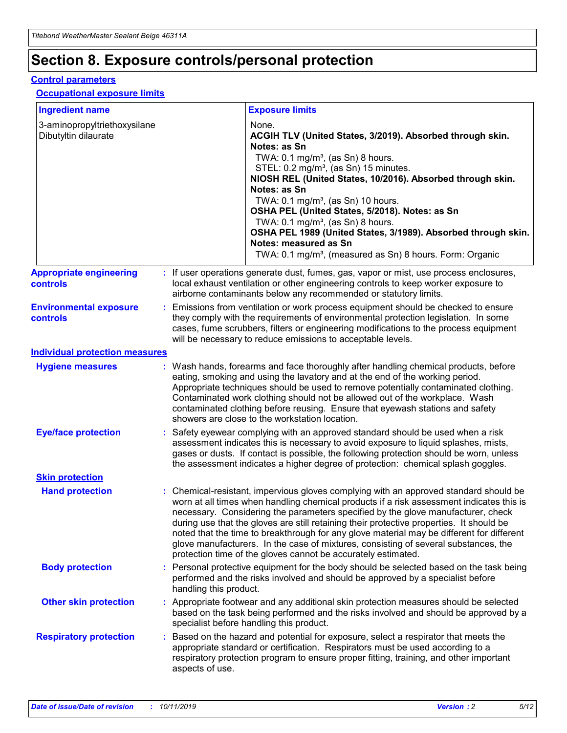# Section 8. Exposure controls/personal protection

## Control parameters

### Occupational exposure limits

| Ingredient name | Exposure limits |
|---|---|
| 3-aminopropyltriethoxysilane<br>Dibutyltin dilaurate | None.<br>**ACGIH TLV (United States, 3/2019). Absorbed through skin. Notes: as Sn**<br>TWA: 0.1 mg/m³, (as Sn) 8 hours.<br>STEL: 0.2 mg/m³, (as Sn) 15 minutes.<br>**NIOSH REL (United States, 10/2016). Absorbed through skin. Notes: as Sn**<br>TWA: 0.1 mg/m³, (as Sn) 10 hours.<br>**OSHA PEL (United States, 5/2018). Notes: as Sn**<br>TWA: 0.1 mg/m³, (as Sn) 8 hours.<br>**OSHA PEL 1989 (United States, 3/1989). Absorbed through skin. Notes: measured as Sn**<br>TWA: 0.1 mg/m³, (measured as Sn) 8 hours. Form: Organic |

**Appropriate engineering controls** : If user operations generate dust, fumes, gas, vapor or mist, use process enclosures, local exhaust ventilation or other engineering controls to keep worker exposure to airborne contaminants below any recommended or statutory limits.

**Environmental exposure controls** : Emissions from ventilation or work process equipment should be checked to ensure they comply with the requirements of environmental protection legislation. In some cases, fume scrubbers, filters or engineering modifications to the process equipment will be necessary to reduce emissions to acceptable levels.

## Individual protection measures

**Hygiene measures** : Wash hands, forearms and face thoroughly after handling chemical products, before eating, smoking and using the lavatory and at the end of the working period. Appropriate techniques should be used to remove potentially contaminated clothing. Contaminated work clothing should not be allowed out of the workplace. Wash contaminated clothing before reusing. Ensure that eyewash stations and safety showers are close to the workstation location.

**Eye/face protection** : Safety eyewear complying with an approved standard should be used when a risk assessment indicates this is necessary to avoid exposure to liquid splashes, mists, gases or dusts. If contact is possible, the following protection should be worn, unless the assessment indicates a higher degree of protection: chemical splash goggles.

### Skin protection

**Hand protection** : Chemical-resistant, impervious gloves complying with an approved standard should be worn at all times when handling chemical products if a risk assessment indicates this is necessary. Considering the parameters specified by the glove manufacturer, check during use that the gloves are still retaining their protective properties. It should be noted that the time to breakthrough for any glove material may be different for different glove manufacturers. In the case of mixtures, consisting of several substances, the protection time of the gloves cannot be accurately estimated.

**Body protection** : Personal protective equipment for the body should be selected based on the task being performed and the risks involved and should be approved by a specialist before handling this product.

**Other skin protection** : Appropriate footwear and any additional skin protection measures should be selected based on the task being performed and the risks involved and should be approved by a specialist before handling this product.

**Respiratory protection** : Based on the hazard and potential for exposure, select a respirator that meets the appropriate standard or certification. Respirators must be used according to a respiratory protection program to ensure proper fitting, training, and other important aspects of use.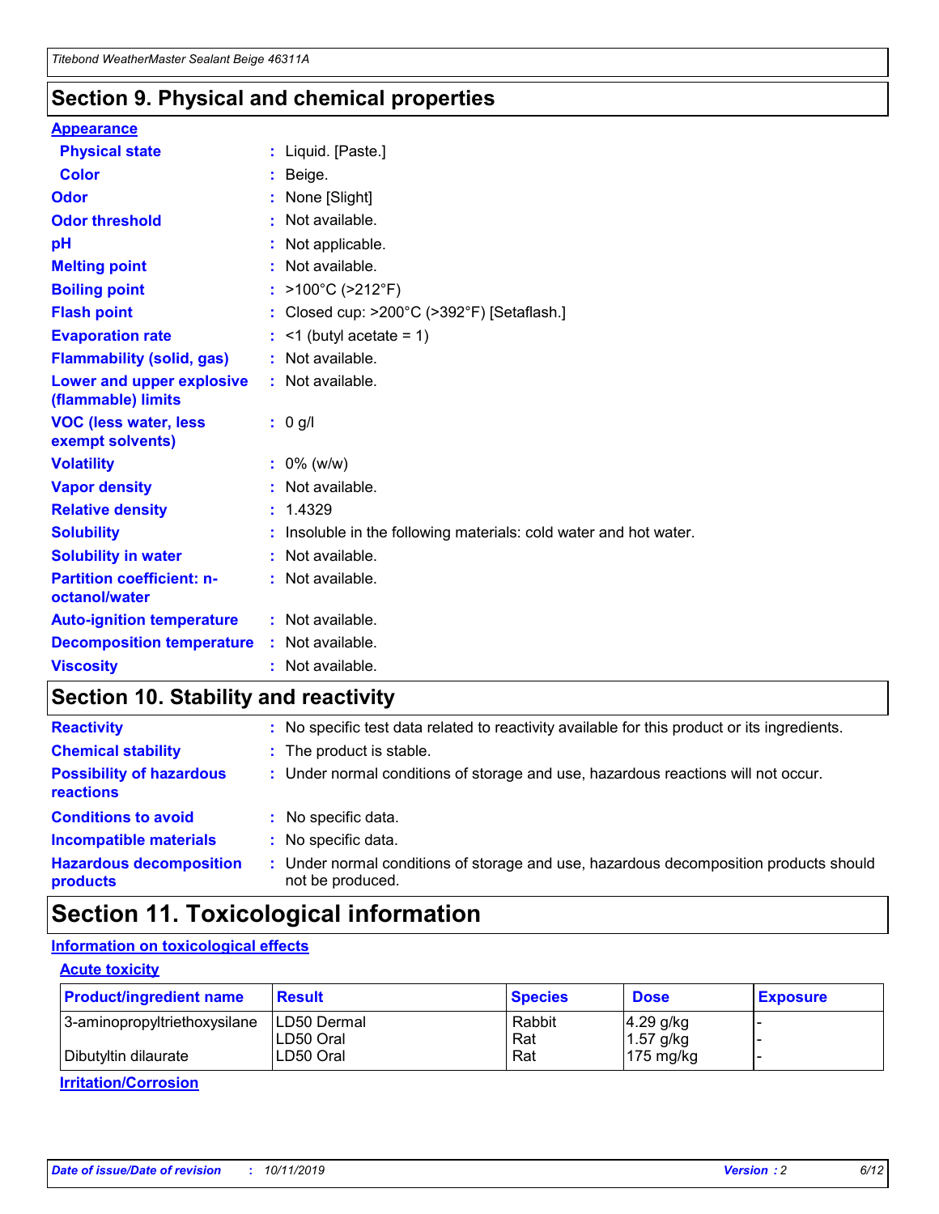## Section 9. Physical and chemical properties

**Appearance**

| | | |
|---|---|---|
| **Physical state** | : | Liquid. [Paste.] |
| **Color** | : | Beige. |
| **Odor** | : | None [Slight] |
| **Odor threshold** | : | Not available. |
| **pH** | : | Not applicable. |
| **Melting point** | : | Not available. |
| **Boiling point** | : | >100°C (>212°F) |
| **Flash point** | : | Closed cup: >200°C (>392°F) [Setaflash.] |
| **Evaporation rate** | : | <1 (butyl acetate = 1) |
| **Flammability (solid, gas)** | : | Not available. |
| **Lower and upper explosive (flammable) limits** | : | Not available. |
| **VOC (less water, less exempt solvents)** | : | 0 g/l |
| **Volatility** | : | 0% (w/w) |
| **Vapor density** | : | Not available. |
| **Relative density** | : | 1.4329 |
| **Solubility** | : | Insoluble in the following materials: cold water and hot water. |
| **Solubility in water** | : | Not available. |
| **Partition coefficient: n-octanol/water** | : | Not available. |
| **Auto-ignition temperature** | : | Not available. |
| **Decomposition temperature** | : | Not available. |
| **Viscosity** | : | Not available. |

## Section 10. Stability and reactivity

| | | |
|---|---|---|
| **Reactivity** | : | No specific test data related to reactivity available for this product or its ingredients. |
| **Chemical stability** | : | The product is stable. |
| **Possibility of hazardous reactions** | : | Under normal conditions of storage and use, hazardous reactions will not occur. |
| **Conditions to avoid** | : | No specific data. |
| **Incompatible materials** | : | No specific data. |
| **Hazardous decomposition products** | : | Under normal conditions of storage and use, hazardous decomposition products should not be produced. |

## Section 11. Toxicological information

**Information on toxicological effects**

**Acute toxicity**

| Product/ingredient name | Result | Species | Dose | Exposure |
|---|---|---|---|---|
| 3-aminopropyltriethoxysilane | LD50 Dermal | Rabbit | 4.29 g/kg | - |
| | LD50 Oral | Rat | 1.57 g/kg | - |
| Dibutyltin dilaurate | LD50 Oral | Rat | 175 mg/kg | - |

**Irritation/Corrosion**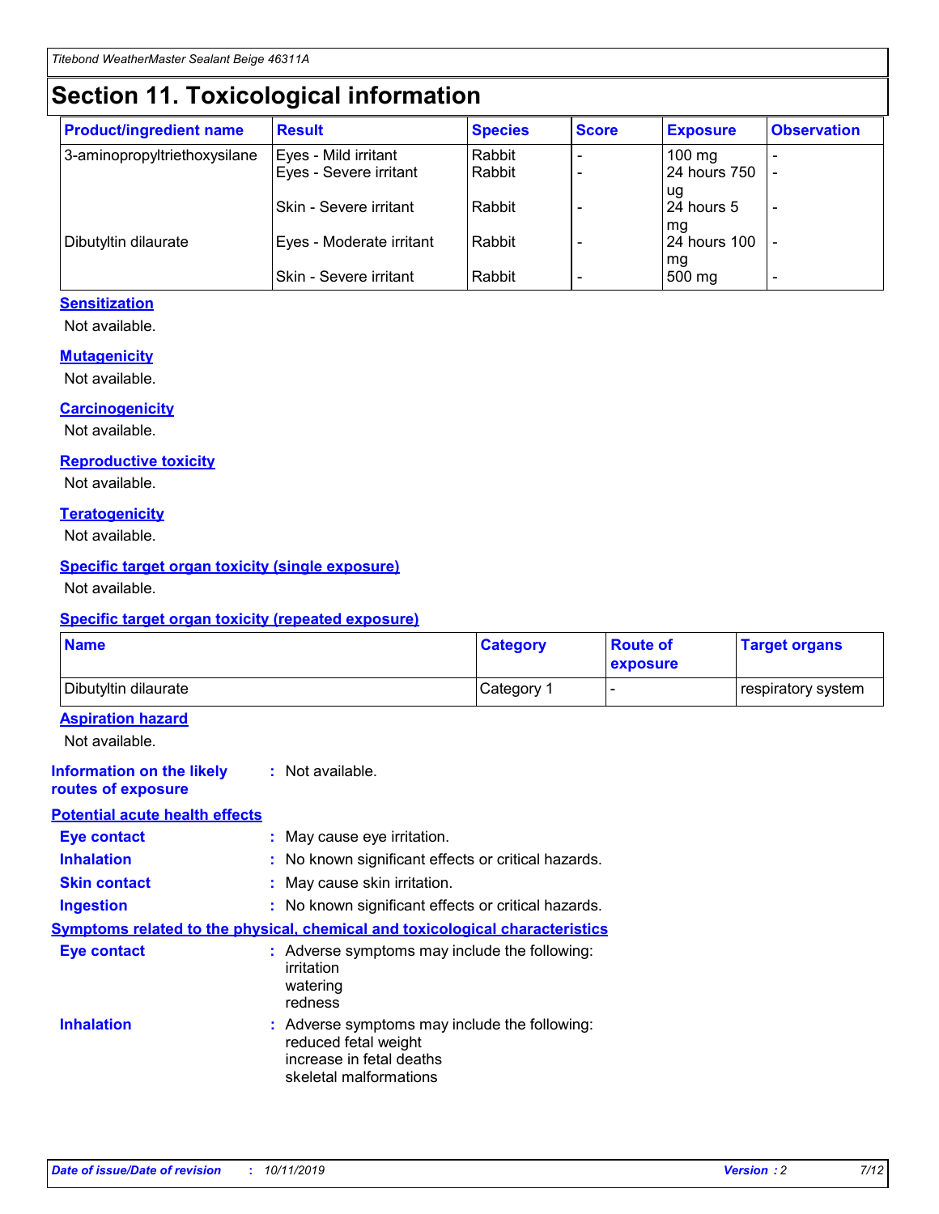# Section 11. Toxicological information

| Product/ingredient name | Result | Species | Score | Exposure | Observation |
|---|---|---|---|---|---|
| 3-aminopropyltriethoxysilane | Eyes - Mild irritant | Rabbit | - | 100 mg | - |
| | Eyes - Severe irritant | Rabbit | - | 24 hours 750 ug | - |
| | Skin - Severe irritant | Rabbit | - | 24 hours 5 mg | - |
| Dibutyltin dilaurate | Eyes - Moderate irritant | Rabbit | - | 24 hours 100 mg | - |
| | Skin - Severe irritant | Rabbit | - | 500 mg | - |

**Sensitization**

Not available.

**Mutagenicity**

Not available.

**Carcinogenicity**

Not available.

**Reproductive toxicity**

Not available.

**Teratogenicity**

Not available.

**Specific target organ toxicity (single exposure)**

Not available.

**Specific target organ toxicity (repeated exposure)**

| Name | Category | Route of exposure | Target organs |
|---|---|---|---|
| Dibutyltin dilaurate | Category 1 | - | respiratory system |

**Aspiration hazard**

Not available.

**Information on the likely routes of exposure** : Not available.

**Potential acute health effects**

**Eye contact** : May cause eye irritation.

**Inhalation** : No known significant effects or critical hazards.

**Skin contact** : May cause skin irritation.

**Ingestion** : No known significant effects or critical hazards.

**Symptoms related to the physical, chemical and toxicological characteristics**

**Eye contact** : Adverse symptoms may include the following:
irritation
watering
redness

**Inhalation** : Adverse symptoms may include the following:
reduced fetal weight
increase in fetal deaths
skeletal malformations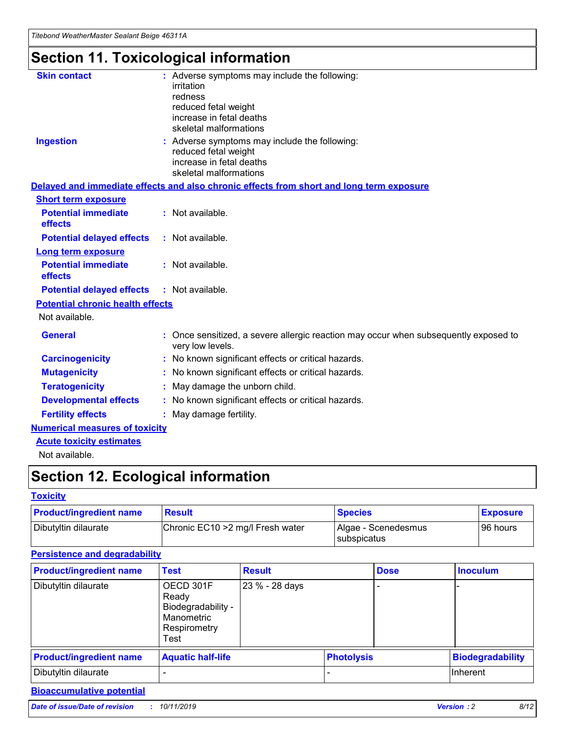# Section 11. Toxicological information

**Skin contact** : Adverse symptoms may include the following:
irritation
redness
reduced fetal weight
increase in fetal deaths
skeletal malformations

**Ingestion** : Adverse symptoms may include the following:
reduced fetal weight
increase in fetal deaths
skeletal malformations

## Delayed and immediate effects and also chronic effects from short and long term exposure

### Short term exposure

**Potential immediate effects** : Not available.

**Potential delayed effects** : Not available.

### Long term exposure

**Potential immediate effects** : Not available.

**Potential delayed effects** : Not available.

### Potential chronic health effects

Not available.

**General** : Once sensitized, a severe allergic reaction may occur when subsequently exposed to very low levels.

**Carcinogenicity** : No known significant effects or critical hazards.

**Mutagenicity** : No known significant effects or critical hazards.

**Teratogenicity** : May damage the unborn child.

**Developmental effects** : No known significant effects or critical hazards.

**Fertility effects** : May damage fertility.

## Numerical measures of toxicity

### Acute toxicity estimates

Not available.

# Section 12. Ecological information

## Toxicity

| Product/ingredient name | Result | Species | Exposure |
|---|---|---|---|
| Dibutyltin dilaurate | Chronic EC10 >2 mg/l Fresh water | Algae - Scenedesmus subspicatus | 96 hours |

## Persistence and degradability

| Product/ingredient name | Test | Result | Dose | Inoculum |
|---|---|---|---|---|
| Dibutyltin dilaurate | OECD 301F Ready Biodegradability - Manometric Respirometry Test | 23 % - 28 days | - | - |

| Product/ingredient name | Aquatic half-life | Photolysis | Biodegradability |
|---|---|---|---|
| Dibutyltin dilaurate | - | - | Inherent |

## Bioaccumulative potential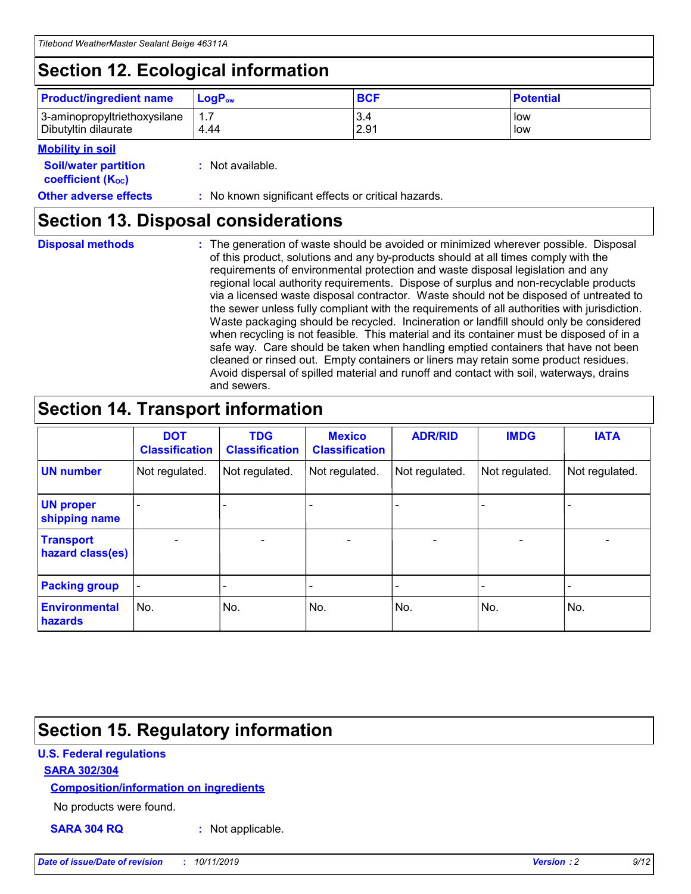## Section 12. Ecological information

| Product/ingredient name | $LogP_{ow}$ | BCF | Potential |
|---|---|---|---|
| 3-aminopropyltriethoxysilane | 1.7 | 3.4 | low |
| Dibutyltin dilaurate | 4.44 | 2.91 | low |

**Mobility in soil**

**Soil/water partition coefficient ($K_{OC}$)** : Not available.

**Other adverse effects** : No known significant effects or critical hazards.

## Section 13. Disposal considerations

**Disposal methods** : The generation of waste should be avoided or minimized wherever possible. Disposal of this product, solutions and any by-products should at all times comply with the requirements of environmental protection and waste disposal legislation and any regional local authority requirements. Dispose of surplus and non-recyclable products via a licensed waste disposal contractor. Waste should not be disposed of untreated to the sewer unless fully compliant with the requirements of all authorities with jurisdiction. Waste packaging should be recycled. Incineration or landfill should only be considered when recycling is not feasible. This material and its container must be disposed of in a safe way. Care should be taken when handling emptied containers that have not been cleaned or rinsed out. Empty containers or liners may retain some product residues. Avoid dispersal of spilled material and runoff and contact with soil, waterways, drains and sewers.

## Section 14. Transport information

| | DOT Classification | TDG Classification | Mexico Classification | ADR/RID | IMDG | IATA |
|---|---|---|---|---|---|---|
| UN number | Not regulated. | Not regulated. | Not regulated. | Not regulated. | Not regulated. | Not regulated. |
| UN proper shipping name | - | - | - | - | - | - |
| Transport hazard class(es) | - | - | - | - | - | - |
| Packing group | - | - | - | - | - | - |
| Environmental hazards | No. | No. | No. | No. | No. | No. |

## Section 15. Regulatory information

**U.S. Federal regulations**

**SARA 302/304**

**Composition/information on ingredients**

No products were found.

**SARA 304 RQ** : Not applicable.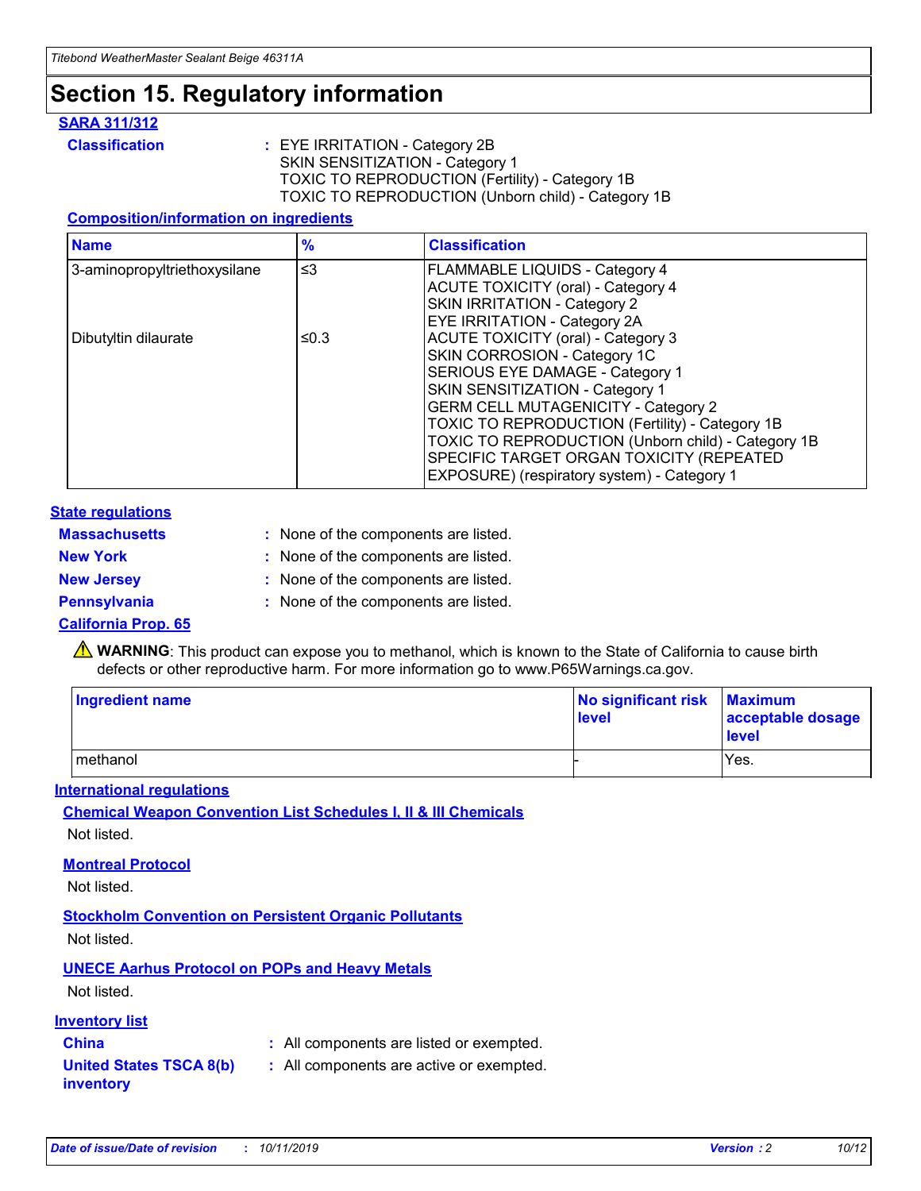# Section 15. Regulatory information

### SARA 311/312

**Classification** : EYE IRRITATION - Category 2B
SKIN SENSITIZATION - Category 1
TOXIC TO REPRODUCTION (Fertility) - Category 1B
TOXIC TO REPRODUCTION (Unborn child) - Category 1B

#### Composition/information on ingredients

| Name | % | Classification |
| --- | --- | --- |
| 3-aminopropyltriethoxysilane | ≤3 | FLAMMABLE LIQUIDS - Category 4<br>ACUTE TOXICITY (oral) - Category 4<br>SKIN IRRITATION - Category 2<br>EYE IRRITATION - Category 2A |
| Dibutyltin dilaurate | ≤0.3 | ACUTE TOXICITY (oral) - Category 3<br>SKIN CORROSION - Category 1C<br>SERIOUS EYE DAMAGE - Category 1<br>SKIN SENSITIZATION - Category 1<br>GERM CELL MUTAGENICITY - Category 2<br>TOXIC TO REPRODUCTION (Fertility) - Category 1B<br>TOXIC TO REPRODUCTION (Unborn child) - Category 1B<br>SPECIFIC TARGET ORGAN TOXICITY (REPEATED EXPOSURE) (respiratory system) - Category 1 |

### State regulations

**Massachusetts** : None of the components are listed.

**New York** : None of the components are listed.

**New Jersey** : None of the components are listed.

**Pennsylvania** : None of the components are listed.

### California Prop. 65

⚠ **WARNING**: This product can expose you to methanol, which is known to the State of California to cause birth defects or other reproductive harm. For more information go to www.P65Warnings.ca.gov.

| Ingredient name | No significant risk level | Maximum acceptable dosage level |
| --- | --- | --- |
| methanol | - | Yes. |

### International regulations

#### Chemical Weapon Convention List Schedules I, II & III Chemicals

Not listed.

#### Montreal Protocol

Not listed.

#### Stockholm Convention on Persistent Organic Pollutants

Not listed.

#### UNECE Aarhus Protocol on POPs and Heavy Metals

Not listed.

### Inventory list

**China** : All components are listed or exempted.

**United States TSCA 8(b) inventory** : All components are active or exempted.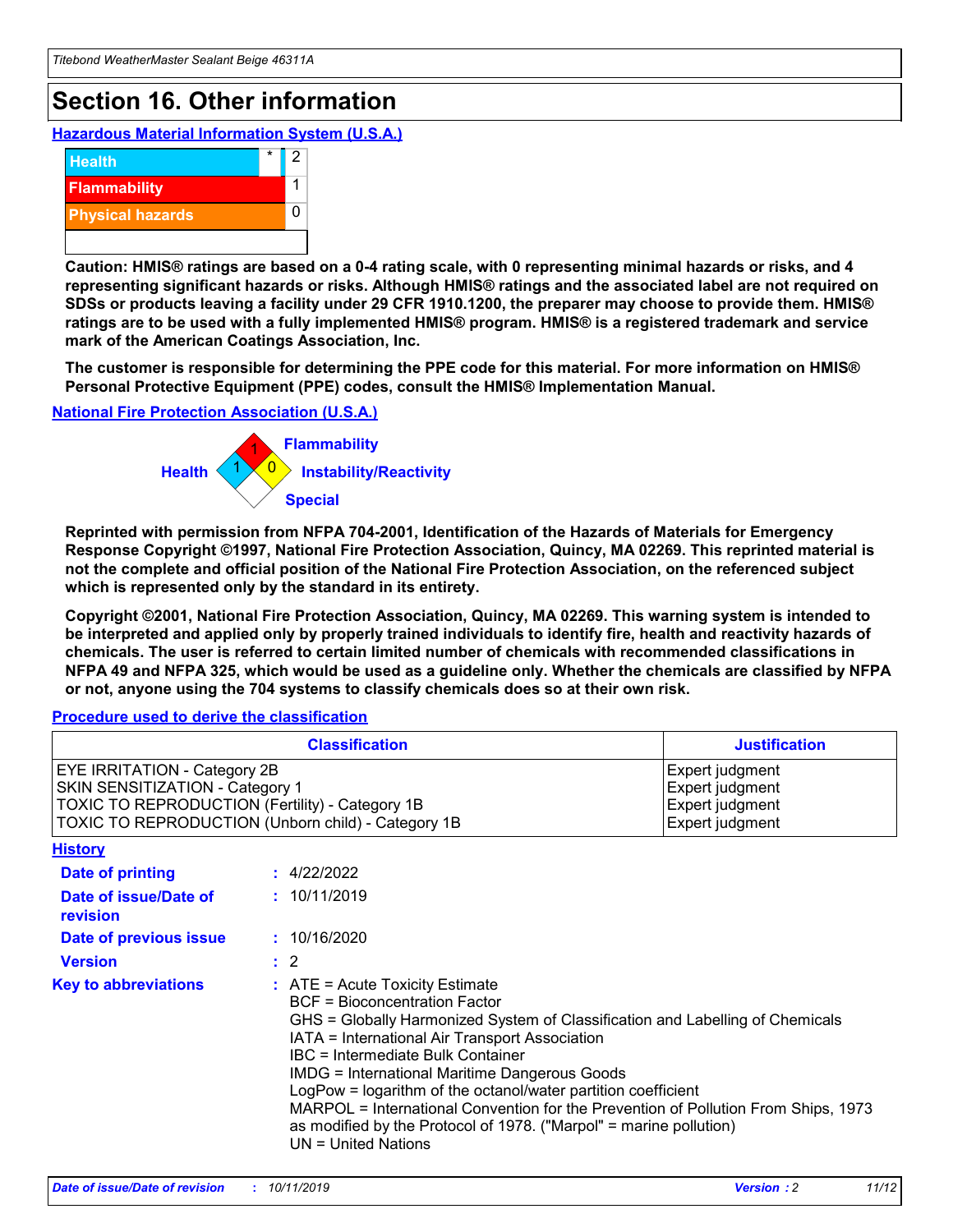# Section 16. Other information

## Hazardous Material Information System (U.S.A.)

| | | |
|---|---|---|
| Health | * | 2 |
| Flammability | | 1 |
| Physical hazards | | 0 |

**Caution: HMIS® ratings are based on a 0-4 rating scale, with 0 representing minimal hazards or risks, and 4 representing significant hazards or risks. Although HMIS® ratings and the associated label are not required on SDSs or products leaving a facility under 29 CFR 1910.1200, the preparer may choose to provide them. HMIS® ratings are to be used with a fully implemented HMIS® program. HMIS® is a registered trademark and service mark of the American Coatings Association, Inc.**

**The customer is responsible for determining the PPE code for this material. For more information on HMIS® Personal Protective Equipment (PPE) codes, consult the HMIS® Implementation Manual.**

## National Fire Protection Association (U.S.A.)

Flammability: 1
Health: 1
Instability/Reactivity: 0
Special:

**Reprinted with permission from NFPA 704-2001, Identification of the Hazards of Materials for Emergency Response Copyright ©1997, National Fire Protection Association, Quincy, MA 02269. This reprinted material is not the complete and official position of the National Fire Protection Association, on the referenced subject which is represented only by the standard in its entirety.**

**Copyright ©2001, National Fire Protection Association, Quincy, MA 02269. This warning system is intended to be interpreted and applied only by properly trained individuals to identify fire, health and reactivity hazards of chemicals. The user is referred to certain limited number of chemicals with recommended classifications in NFPA 49 and NFPA 325, which would be used as a guideline only. Whether the chemicals are classified by NFPA or not, anyone using the 704 systems to classify chemicals does so at their own risk.**

## Procedure used to derive the classification

| Classification | Justification |
|---|---|
| EYE IRRITATION - Category 2B | Expert judgment |
| SKIN SENSITIZATION - Category 1 | Expert judgment |
| TOXIC TO REPRODUCTION (Fertility) - Category 1B | Expert judgment |
| TOXIC TO REPRODUCTION (Unborn child) - Category 1B | Expert judgment |

## History

**Date of printing** : 4/22/2022

**Date of issue/Date of revision** : 10/11/2019

**Date of previous issue** : 10/16/2020

**Version** : 2

**Key to abbreviations** :
ATE = Acute Toxicity Estimate
BCF = Bioconcentration Factor
GHS = Globally Harmonized System of Classification and Labelling of Chemicals
IATA = International Air Transport Association
IBC = Intermediate Bulk Container
IMDG = International Maritime Dangerous Goods
LogPow = logarithm of the octanol/water partition coefficient
MARPOL = International Convention for the Prevention of Pollution From Ships, 1973 as modified by the Protocol of 1978. ("Marpol" = marine pollution)
UN = United Nations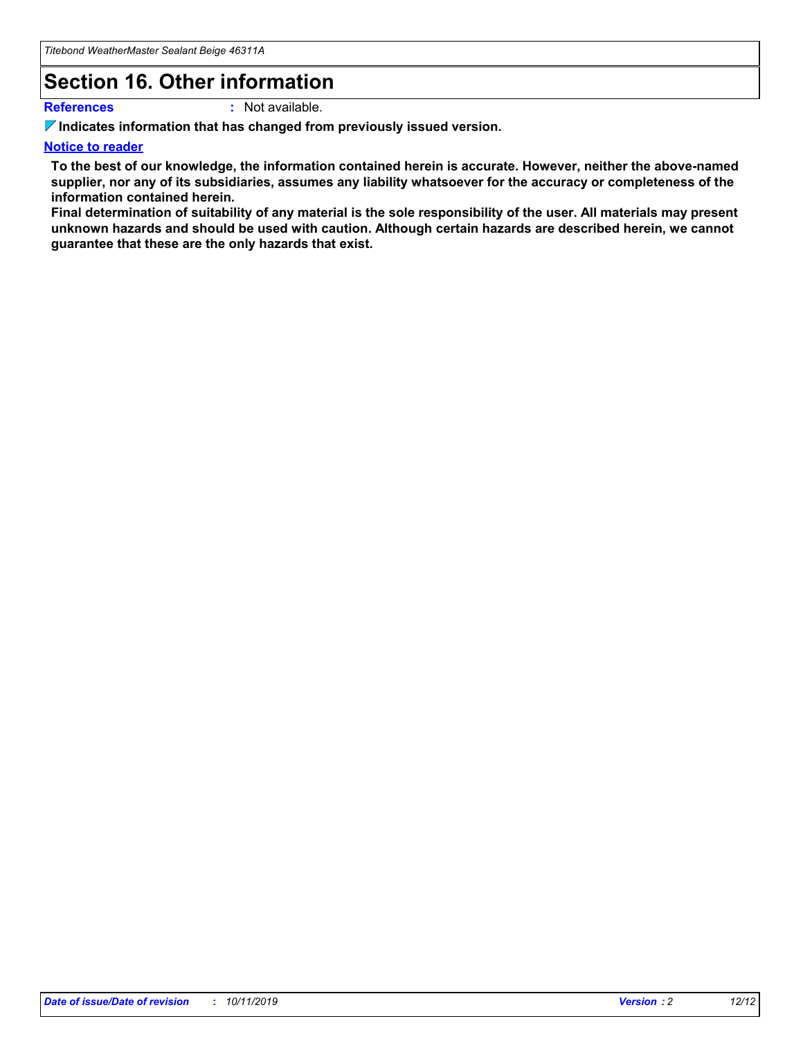# Section 16. Other information

**References** : Not available.

**Indicates information that has changed from previously issued version.**

**Notice to reader**

**To the best of our knowledge, the information contained herein is accurate. However, neither the above-named supplier, nor any of its subsidiaries, assumes any liability whatsoever for the accuracy or completeness of the information contained herein.**

**Final determination of suitability of any material is the sole responsibility of the user. All materials may present unknown hazards and should be used with caution. Although certain hazards are described herein, we cannot guarantee that these are the only hazards that exist.**